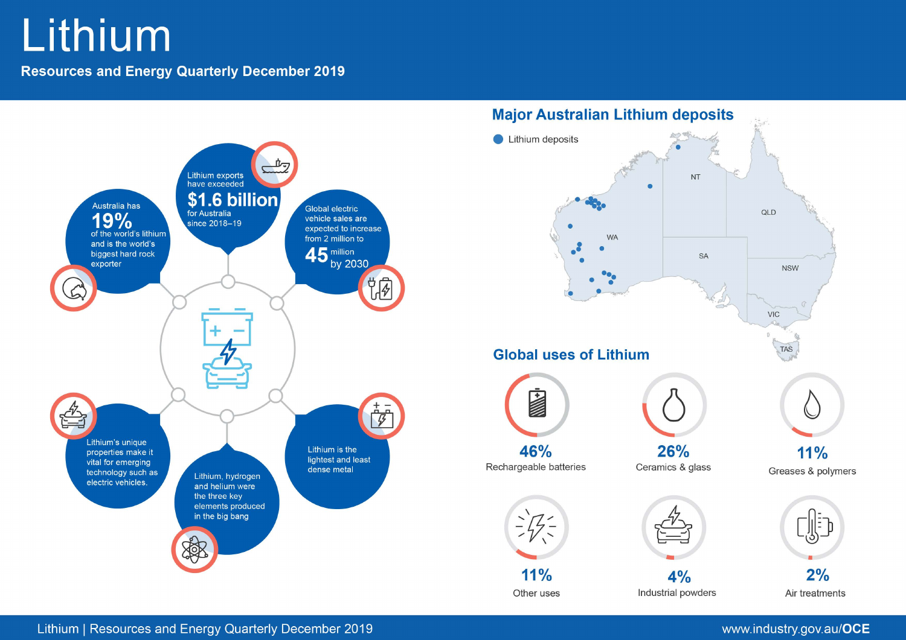# Lithium

**Resources and Energy Quarterly December 2019**

- Lithium exports have exceeded **$1.6 billion** for Australia since 2018–19
- Global electric vehicle sales are expected to increase from 2 million to **45** million by 2030
- Lithium is the lightest and least dense metal
- Lithium, hydrogen and helium were the three key elements produced in the big bang
- Lithium's unique properties make it vital for emerging technology such as electric vehicles.
- Australia has **19%** of the world's lithium and is the world's biggest hard rock exporter

## Major Australian Lithium deposits

Lithium deposits

WA, NT, QLD, SA, NSW, VIC, TAS

## Global uses of Lithium

| Use | Share |
| --- | --- |
| Rechargeable batteries | 46% |
| Ceramics & glass | 26% |
| Greases & polymers | 11% |
| Other uses | 11% |
| Industrial powders | 4% |
| Air treatments | 2% |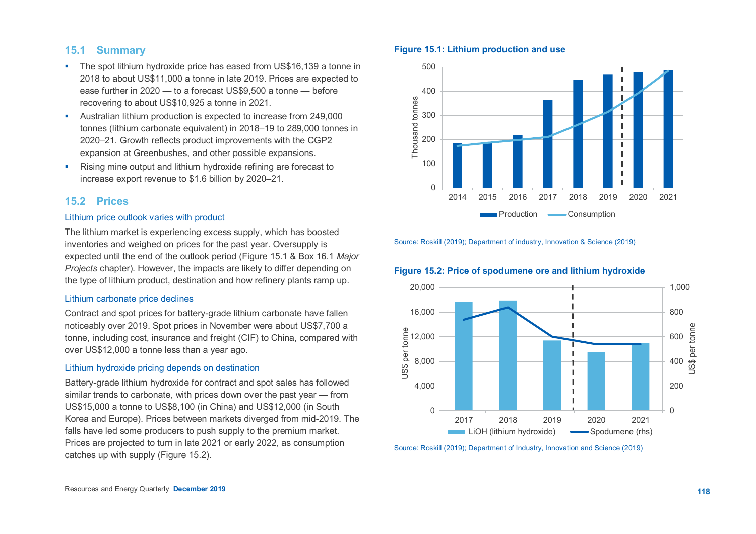## 15.1 Summary

- The spot lithium hydroxide price has eased from US$16,139 a tonne in 2018 to about US$11,000 a tonne in late 2019. Prices are expected to ease further in 2020 — to a forecast US$9,500 a tonne — before recovering to about US$10,925 a tonne in 2021.
- Australian lithium production is expected to increase from 249,000 tonnes (lithium carbonate equivalent) in 2018–19 to 289,000 tonnes in 2020–21. Growth reflects product improvements with the CGP2 expansion at Greenbushes, and other possible expansions.
- Rising mine output and lithium hydroxide refining are forecast to increase export revenue to $1.6 billion by 2020–21.

## 15.2 Prices

### Lithium price outlook varies with product

The lithium market is experiencing excess supply, which has boosted inventories and weighed on prices for the past year. Oversupply is expected until the end of the outlook period (Figure 15.1 & Box 16.1 *Major Projects* chapter). However, the impacts are likely to differ depending on the type of lithium product, destination and how refinery plants ramp up.

### Lithium carbonate price declines

Contract and spot prices for battery-grade lithium carbonate have fallen noticeably over 2019. Spot prices in November were about US$7,700 a tonne, including cost, insurance and freight (CIF) to China, compared with over US$12,000 a tonne less than a year ago.

### Lithium hydroxide pricing depends on destination

Battery-grade lithium hydroxide for contract and spot sales has followed similar trends to carbonate, with prices down over the past year — from US$15,000 a tonne to US$8,100 (in China) and US$12,000 (in South Korea and Europe). Prices between markets diverged from mid-2019. The falls have led some producers to push supply to the premium market. Prices are projected to turn in late 2021 or early 2022, as consumption catches up with supply (Figure 15.2).

**Figure 15.1: Lithium production and use**

Source: Roskill (2019); Department of industry, Innovation & Science (2019)

**Figure 15.2: Price of spodumene ore and lithium hydroxide**

Source: Roskill (2019); Department of Industry, Innovation and Science (2019)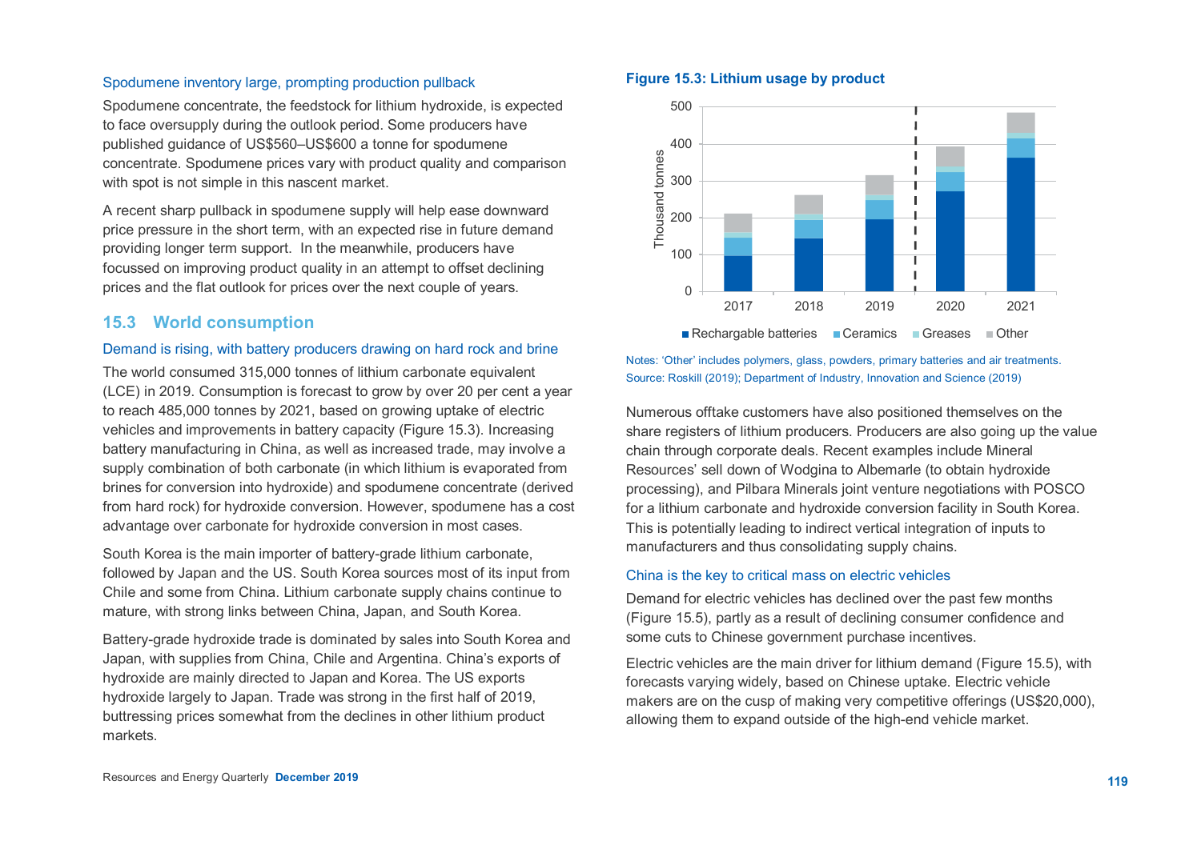### Spodumene inventory large, prompting production pullback

Spodumene concentrate, the feedstock for lithium hydroxide, is expected to face oversupply during the outlook period. Some producers have published guidance of US$560–US$600 a tonne for spodumene concentrate. Spodumene prices vary with product quality and comparison with spot is not simple in this nascent market.

A recent sharp pullback in spodumene supply will help ease downward price pressure in the short term, with an expected rise in future demand providing longer term support. In the meanwhile, producers have focussed on improving product quality in an attempt to offset declining prices and the flat outlook for prices over the next couple of years.

## 15.3 World consumption

### Demand is rising, with battery producers drawing on hard rock and brine

The world consumed 315,000 tonnes of lithium carbonate equivalent (LCE) in 2019. Consumption is forecast to grow by over 20 per cent a year to reach 485,000 tonnes by 2021, based on growing uptake of electric vehicles and improvements in battery capacity (Figure 15.3). Increasing battery manufacturing in China, as well as increased trade, may involve a supply combination of both carbonate (in which lithium is evaporated from brines for conversion into hydroxide) and spodumene concentrate (derived from hard rock) for hydroxide conversion. However, spodumene has a cost advantage over carbonate for hydroxide conversion in most cases.

South Korea is the main importer of battery-grade lithium carbonate, followed by Japan and the US. South Korea sources most of its input from Chile and some from China. Lithium carbonate supply chains continue to mature, with strong links between China, Japan, and South Korea.

Battery-grade hydroxide trade is dominated by sales into South Korea and Japan, with supplies from China, Chile and Argentina. China's exports of hydroxide are mainly directed to Japan and Korea. The US exports hydroxide largely to Japan. Trade was strong in the first half of 2019, buttressing prices somewhat from the declines in other lithium product markets.

**Figure 15.3: Lithium usage by product**

Notes: 'Other' includes polymers, glass, powders, primary batteries and air treatments.
Source: Roskill (2019); Department of Industry, Innovation and Science (2019)

Numerous offtake customers have also positioned themselves on the share registers of lithium producers. Producers are also going up the value chain through corporate deals. Recent examples include Mineral Resources' sell down of Wodgina to Albemarle (to obtain hydroxide processing), and Pilbara Minerals joint venture negotiations with POSCO for a lithium carbonate and hydroxide conversion facility in South Korea. This is potentially leading to indirect vertical integration of inputs to manufacturers and thus consolidating supply chains.

### China is the key to critical mass on electric vehicles

Demand for electric vehicles has declined over the past few months (Figure 15.5), partly as a result of declining consumer confidence and some cuts to Chinese government purchase incentives.

Electric vehicles are the main driver for lithium demand (Figure 15.5), with forecasts varying widely, based on Chinese uptake. Electric vehicle makers are on the cusp of making very competitive offerings (US$20,000), allowing them to expand outside of the high-end vehicle market.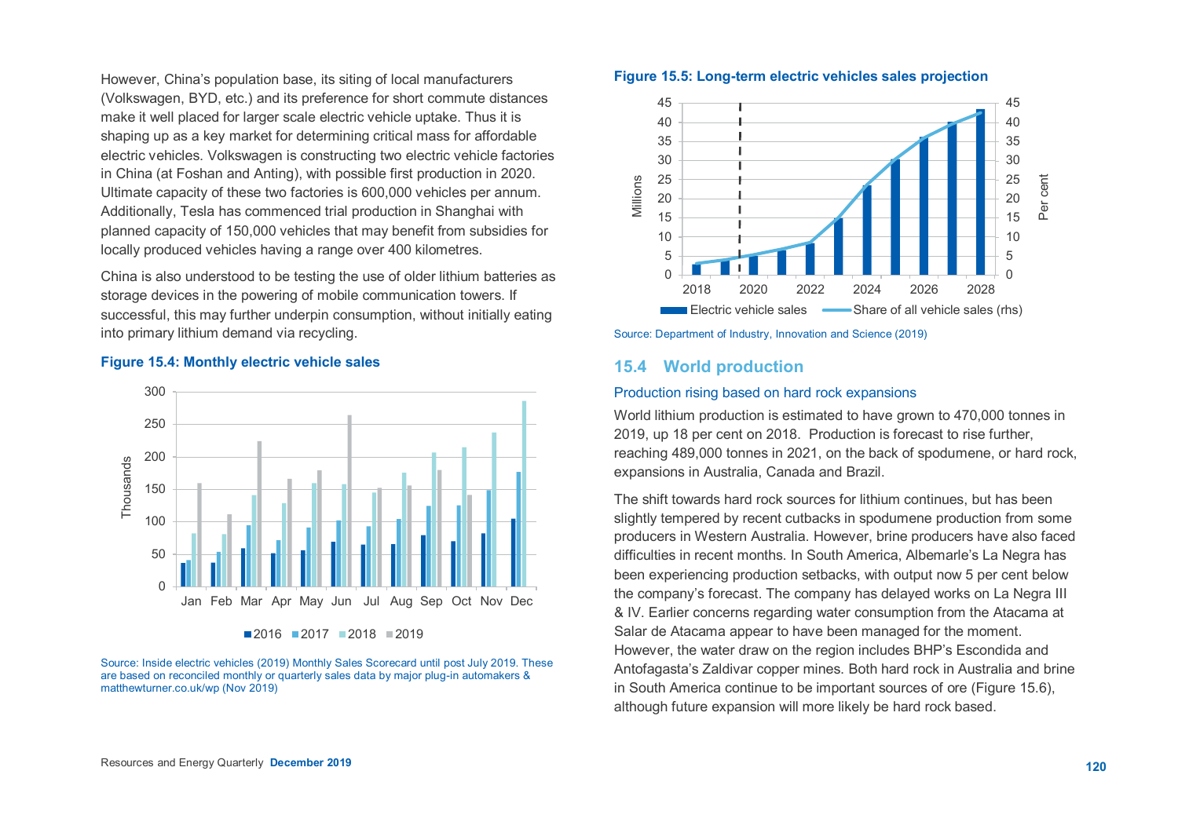However, China's population base, its siting of local manufacturers (Volkswagen, BYD, etc.) and its preference for short commute distances make it well placed for larger scale electric vehicle uptake. Thus it is shaping up as a key market for determining critical mass for affordable electric vehicles. Volkswagen is constructing two electric vehicle factories in China (at Foshan and Anting), with possible first production in 2020. Ultimate capacity of these two factories is 600,000 vehicles per annum. Additionally, Tesla has commenced trial production in Shanghai with planned capacity of 150,000 vehicles that may benefit from subsidies for locally produced vehicles having a range over 400 kilometres.

China is also understood to be testing the use of older lithium batteries as storage devices in the powering of mobile communication towers. If successful, this may further underpin consumption, without initially eating into primary lithium demand via recycling.

**Figure 15.4: Monthly electric vehicle sales**

Source: Inside electric vehicles (2019) Monthly Sales Scorecard until post July 2019. These are based on reconciled monthly or quarterly sales data by major plug-in automakers & matthewturner.co.uk/wp (Nov 2019)

**Figure 15.5: Long-term electric vehicles sales projection**

Source: Department of Industry, Innovation and Science (2019)

## 15.4 World production

### Production rising based on hard rock expansions

World lithium production is estimated to have grown to 470,000 tonnes in 2019, up 18 per cent on 2018. Production is forecast to rise further, reaching 489,000 tonnes in 2021, on the back of spodumene, or hard rock, expansions in Australia, Canada and Brazil.

The shift towards hard rock sources for lithium continues, but has been slightly tempered by recent cutbacks in spodumene production from some producers in Western Australia. However, brine producers have also faced difficulties in recent months. In South America, Albemarle's La Negra has been experiencing production setbacks, with output now 5 per cent below the company's forecast. The company has delayed works on La Negra III & IV. Earlier concerns regarding water consumption from the Atacama at Salar de Atacama appear to have been managed for the moment. However, the water draw on the region includes BHP's Escondida and Antofagasta's Zaldivar copper mines. Both hard rock in Australia and brine in South America continue to be important sources of ore (Figure 15.6), although future expansion will more likely be hard rock based.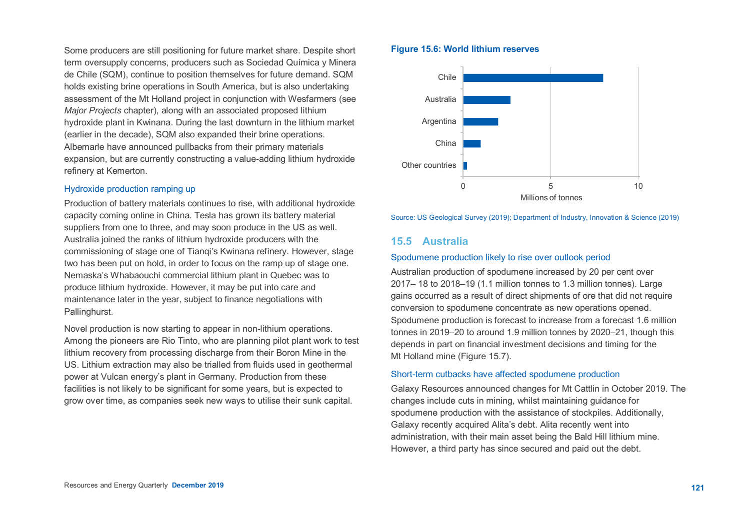Some producers are still positioning for future market share. Despite short term oversupply concerns, producers such as Sociedad Química y Minera de Chile (SQM), continue to position themselves for future demand. SQM holds existing brine operations in South America, but is also undertaking assessment of the Mt Holland project in conjunction with Wesfarmers (see *Major Projects* chapter), along with an associated proposed lithium hydroxide plant in Kwinana. During the last downturn in the lithium market (earlier in the decade), SQM also expanded their brine operations. Albemarle have announced pullbacks from their primary materials expansion, but are currently constructing a value-adding lithium hydroxide refinery at Kemerton.

### Hydroxide production ramping up

Production of battery materials continues to rise, with additional hydroxide capacity coming online in China. Tesla has grown its battery material suppliers from one to three, and may soon produce in the US as well. Australia joined the ranks of lithium hydroxide producers with the commissioning of stage one of Tianqi's Kwinana refinery. However, stage two has been put on hold, in order to focus on the ramp up of stage one. Nemaska's Whabaouchi commercial lithium plant in Quebec was to produce lithium hydroxide. However, it may be put into care and maintenance later in the year, subject to finance negotiations with Pallinghurst.

Novel production is now starting to appear in non-lithium operations. Among the pioneers are Rio Tinto, who are planning pilot plant work to test lithium recovery from processing discharge from their Boron Mine in the US. Lithium extraction may also be trialled from fluids used in geothermal power at Vulcan energy's plant in Germany. Production from these facilities is not likely to be significant for some years, but is expected to grow over time, as companies seek new ways to utilise their sunk capital.

**Figure 15.6: World lithium reserves**

| Country | Millions of tonnes (approx.) |
|---|---|
| Chile | 8 |
| Australia | 2.7 |
| Argentina | 2 |
| China | 1 |
| Other countries | 0.2 |

Source: US Geological Survey (2019); Department of Industry, Innovation & Science (2019)

## 15.5 Australia

### Spodumene production likely to rise over outlook period

Australian production of spodumene increased by 20 per cent over 2017– 18 to 2018–19 (1.1 million tonnes to 1.3 million tonnes). Large gains occurred as a result of direct shipments of ore that did not require conversion to spodumene concentrate as new operations opened. Spodumene production is forecast to increase from a forecast 1.6 million tonnes in 2019–20 to around 1.9 million tonnes by 2020–21, though this depends in part on financial investment decisions and timing for the Mt Holland mine (Figure 15.7).

### Short-term cutbacks have affected spodumene production

Galaxy Resources announced changes for Mt Cattlin in October 2019. The changes include cuts in mining, whilst maintaining guidance for spodumene production with the assistance of stockpiles. Additionally, Galaxy recently acquired Alita's debt. Alita recently went into administration, with their main asset being the Bald Hill lithium mine. However, a third party has since secured and paid out the debt.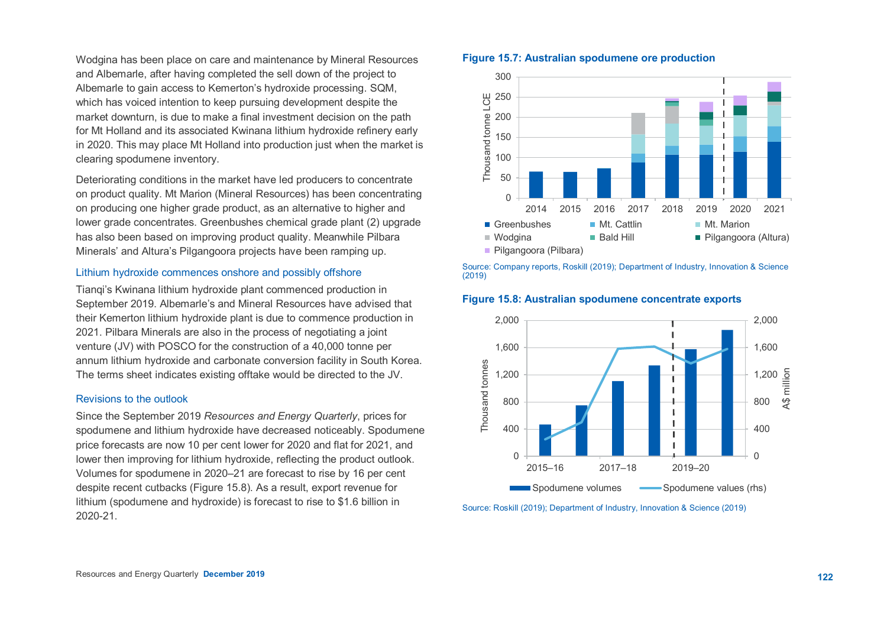Wodgina has been place on care and maintenance by Mineral Resources and Albemarle, after having completed the sell down of the project to Albemarle to gain access to Kemerton's hydroxide processing. SQM, which has voiced intention to keep pursuing development despite the market downturn, is due to make a final investment decision on the path for Mt Holland and its associated Kwinana lithium hydroxide refinery early in 2020. This may place Mt Holland into production just when the market is clearing spodumene inventory.

Deteriorating conditions in the market have led producers to concentrate on product quality. Mt Marion (Mineral Resources) has been concentrating on producing one higher grade product, as an alternative to higher and lower grade concentrates. Greenbushes chemical grade plant (2) upgrade has also been based on improving product quality. Meanwhile Pilbara Minerals' and Altura's Pilgangoora projects have been ramping up.

### Lithium hydroxide commences onshore and possibly offshore

Tianqi's Kwinana lithium hydroxide plant commenced production in September 2019. Albemarle's and Mineral Resources have advised that their Kemerton lithium hydroxide plant is due to commence production in 2021. Pilbara Minerals are also in the process of negotiating a joint venture (JV) with POSCO for the construction of a 40,000 tonne per annum lithium hydroxide and carbonate conversion facility in South Korea. The terms sheet indicates existing offtake would be directed to the JV.

### Revisions to the outlook

Since the September 2019 *Resources and Energy Quarterly*, prices for spodumene and lithium hydroxide have decreased noticeably. Spodumene price forecasts are now 10 per cent lower for 2020 and flat for 2021, and lower then improving for lithium hydroxide, reflecting the product outlook. Volumes for spodumene in 2020–21 are forecast to rise by 16 per cent despite recent cutbacks (Figure 15.8). As a result, export revenue for lithium (spodumene and hydroxide) is forecast to rise to $1.6 billion in 2020-21.

**Figure 15.7: Australian spodumene ore production**

Source: Company reports, Roskill (2019); Department of Industry, Innovation & Science (2019)

**Figure 15.8: Australian spodumene concentrate exports**

Source: Roskill (2019); Department of Industry, Innovation & Science (2019)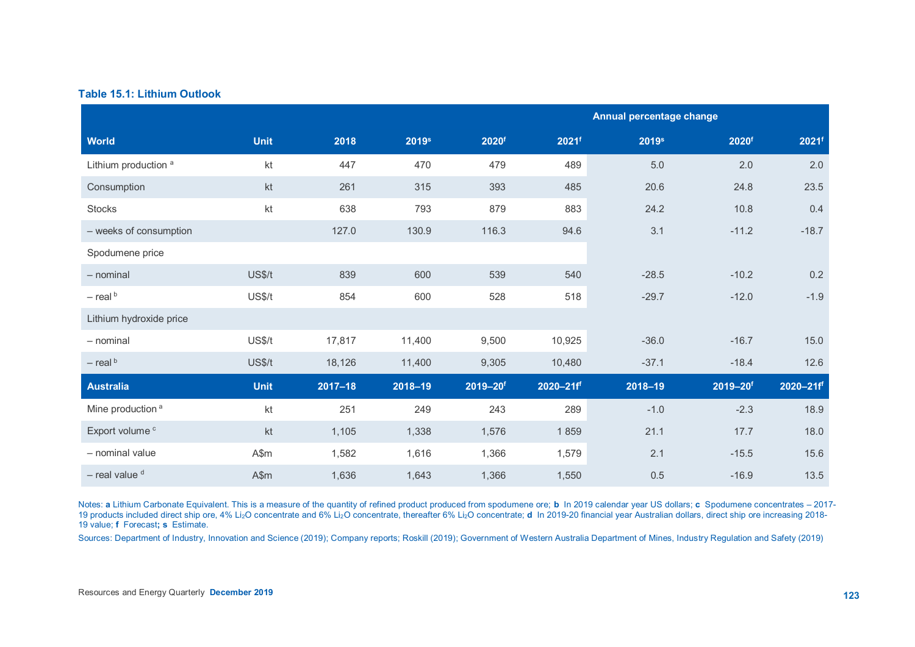**Table 15.1: Lithium Outlook**

| | | | | | | Annual percentage change | | |
|---|---|---|---|---|---|---|---|---|
| **World** | **Unit** | **2018** | **2019[s]** | **2020[f]** | **2021[f]** | **2019[s]** | **2020[f]** | **2021[f]** |
| Lithium production [a] | kt | 447 | 470 | 479 | 489 | 5.0 | 2.0 | 2.0 |
| Consumption | kt | 261 | 315 | 393 | 485 | 20.6 | 24.8 | 23.5 |
| Stocks | kt | 638 | 793 | 879 | 883 | 24.2 | 10.8 | 0.4 |
| – weeks of consumption | | 127.0 | 130.9 | 116.3 | 94.6 | 3.1 | -11.2 | -18.7 |
| Spodumene price | | | | | | | | |
| – nominal | US$/t | 839 | 600 | 539 | 540 | -28.5 | -10.2 | 0.2 |
| – real [b] | US$/t | 854 | 600 | 528 | 518 | -29.7 | -12.0 | -1.9 |
| Lithium hydroxide price | | | | | | | | |
| – nominal | US$/t | 17,817 | 11,400 | 9,500 | 10,925 | -36.0 | -16.7 | 15.0 |
| – real [b] | US$/t | 18,126 | 11,400 | 9,305 | 10,480 | -37.1 | -18.4 | 12.6 |
| **Australia** | **Unit** | **2017–18** | **2018–19** | **2019–20[f]** | **2020–21f[f]** | **2018–19** | **2019–20[f]** | **2020–21f[f]** |
| Mine production [a] | kt | 251 | 249 | 243 | 289 | -1.0 | -2.3 | 18.9 |
| Export volume [c] | kt | 1,105 | 1,338 | 1,576 | 1 859 | 21.1 | 17.7 | 18.0 |
| – nominal value | A$m | 1,582 | 1,616 | 1,366 | 1,579 | 2.1 | -15.5 | 15.6 |
| – real value [d] | A$m | 1,636 | 1,643 | 1,366 | 1,550 | 0.5 | -16.9 | 13.5 |

Notes: **a** Lithium Carbonate Equivalent. This is a measure of the quantity of refined product produced from spodumene ore; **b** In 2019 calendar year US dollars; **c** Spodumene concentrates – 2017-19 products included direct ship ore, 4% $Li_2O$ concentrate and 6% $Li_2O$ concentrate, thereafter 6% $Li_2O$ concentrate; **d** In 2019-20 financial year Australian dollars, direct ship ore increasing 2018-19 value; **f** Forecast**; s** Estimate.

Sources: Department of Industry, Innovation and Science (2019); Company reports; Roskill (2019); Government of Western Australia Department of Mines, Industry Regulation and Safety (2019)